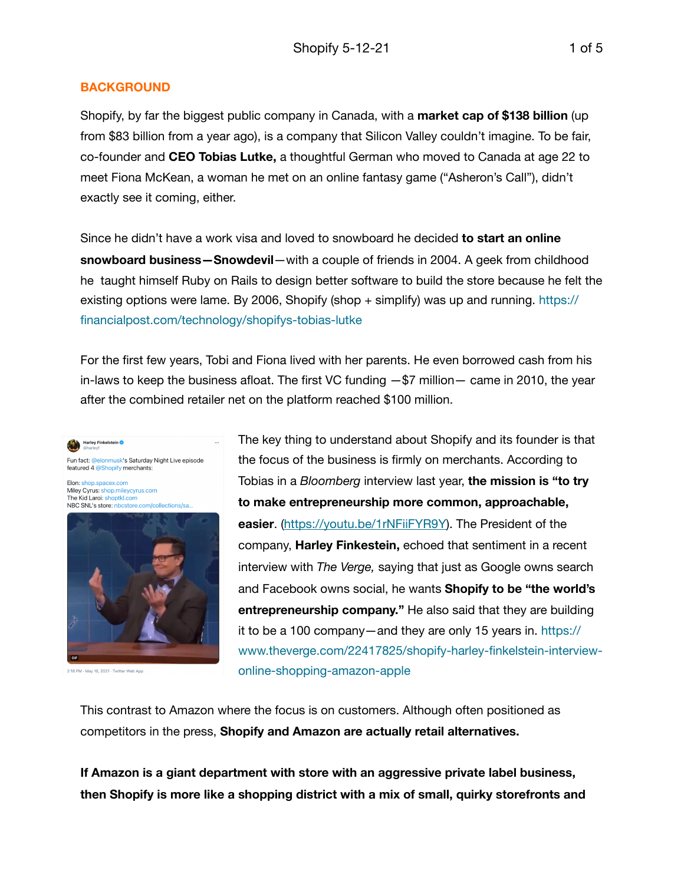## BACKGROUND

Shopify, by far the biggest public company in Canada, with a **market cap of $138 billion** (up from $83 billion from a year ago), is a company that Silicon Valley couldn't imagine. To be fair, co-founder and **CEO Tobias Lutke,** a thoughtful German who moved to Canada at age 22 to meet Fiona McKean, a woman he met on an online fantasy game ("Asheron's Call"), didn't exactly see it coming, either.

Since he didn't have a work visa and loved to snowboard he decided **to start an online snowboard business—Snowdevil**—with a couple of friends in 2004. A geek from childhood he taught himself Ruby on Rails to design better software to build the store because he felt the existing options were lame. By 2006, Shopify (shop + simplify) was up and running. https://financialpost.com/technology/shopifys-tobias-lutke

For the first few years, Tobi and Fiona lived with her parents. He even borrowed cash from his in-laws to keep the business afloat. The first VC funding —$7 million— came in 2010, the year after the combined retailer net on the platform reached $100 million.

The key thing to understand about Shopify and its founder is that the focus of the business is firmly on merchants. According to Tobias in a *Bloomberg* interview last year, **the mission is "to try to make entrepreneurship more common, approachable, easier**. (https://youtu.be/1rNFiiFYR9Y). The President of the company, **Harley Finkestein,** echoed that sentiment in a recent interview with *The Verge,* saying that just as Google owns search and Facebook owns social, he wants **Shopify to be "the world's entrepreneurship company."** He also said that they are building it to be a 100 company—and they are only 15 years in. https://www.theverge.com/22417825/shopify-harley-finkelstein-interview-online-shopping-amazon-apple

This contrast to Amazon where the focus is on customers. Although often positioned as competitors in the press, **Shopify and Amazon are actually retail alternatives.**

**If Amazon is a giant department with store with an aggressive private label business, then Shopify is more like a shopping district with a mix of small, quirky storefronts and**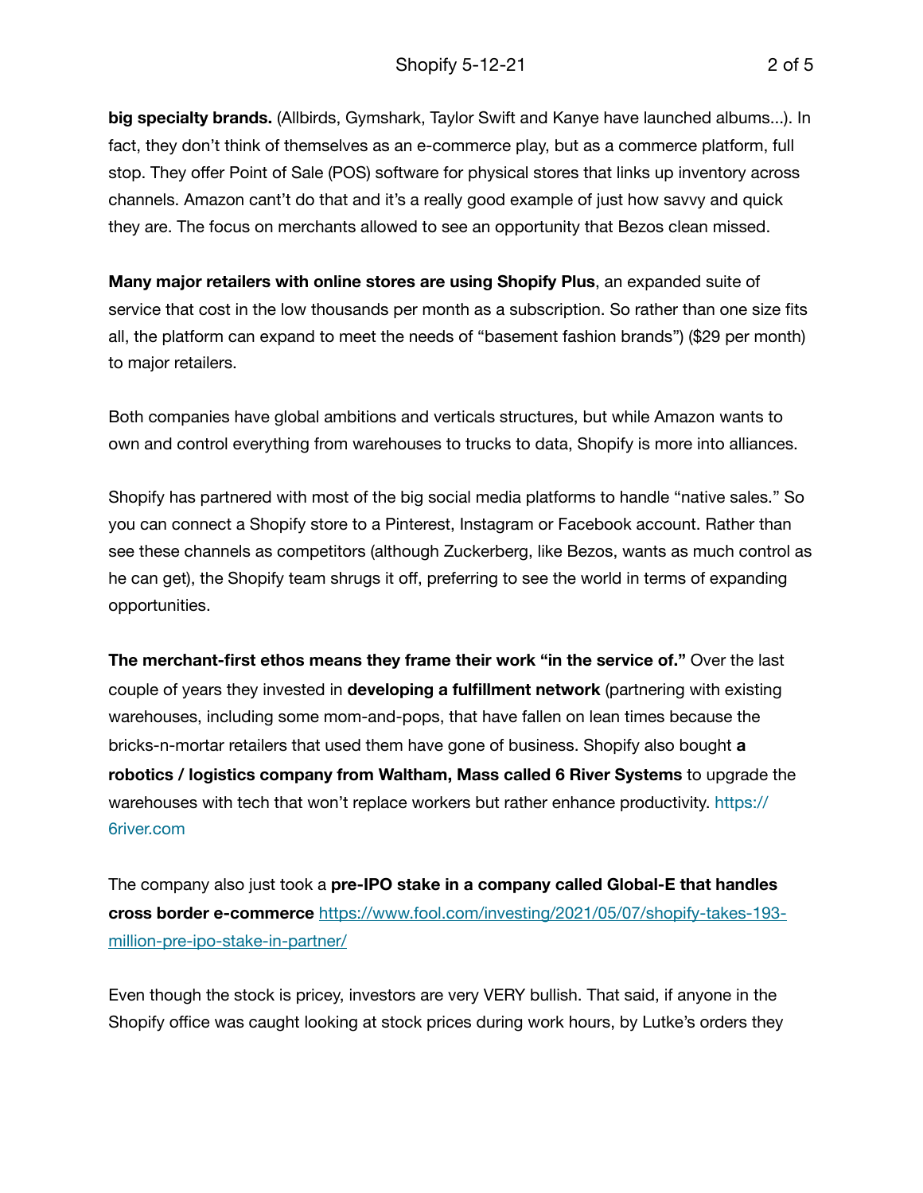**big specialty brands.** (Allbirds, Gymshark, Taylor Swift and Kanye have launched albums...). In fact, they don't think of themselves as an e-commerce play, but as a commerce platform, full stop. They offer Point of Sale (POS) software for physical stores that links up inventory across channels. Amazon cant't do that and it's a really good example of just how savvy and quick they are. The focus on merchants allowed to see an opportunity that Bezos clean missed.

**Many major retailers with online stores are using Shopify Plus**, an expanded suite of service that cost in the low thousands per month as a subscription. So rather than one size fits all, the platform can expand to meet the needs of "basement fashion brands") ($29 per month) to major retailers.

Both companies have global ambitions and verticals structures, but while Amazon wants to own and control everything from warehouses to trucks to data, Shopify is more into alliances.

Shopify has partnered with most of the big social media platforms to handle "native sales." So you can connect a Shopify store to a Pinterest, Instagram or Facebook account. Rather than see these channels as competitors (although Zuckerberg, like Bezos, wants as much control as he can get), the Shopify team shrugs it off, preferring to see the world in terms of expanding opportunities.

**The merchant-first ethos means they frame their work "in the service of."** Over the last couple of years they invested in **developing a fulfillment network** (partnering with existing warehouses, including some mom-and-pops, that have fallen on lean times because the bricks-n-mortar retailers that used them have gone of business. Shopify also bought **a robotics / logistics company from Waltham, Mass called 6 River Systems** to upgrade the warehouses with tech that won't replace workers but rather enhance productivity. https://6river.com

The company also just took a **pre-IPO stake in a company called Global-E that handles cross border e-commerce** https://www.fool.com/investing/2021/05/07/shopify-takes-193-million-pre-ipo-stake-in-partner/

Even though the stock is pricey, investors are very VERY bullish. That said, if anyone in the Shopify office was caught looking at stock prices during work hours, by Lutke's orders they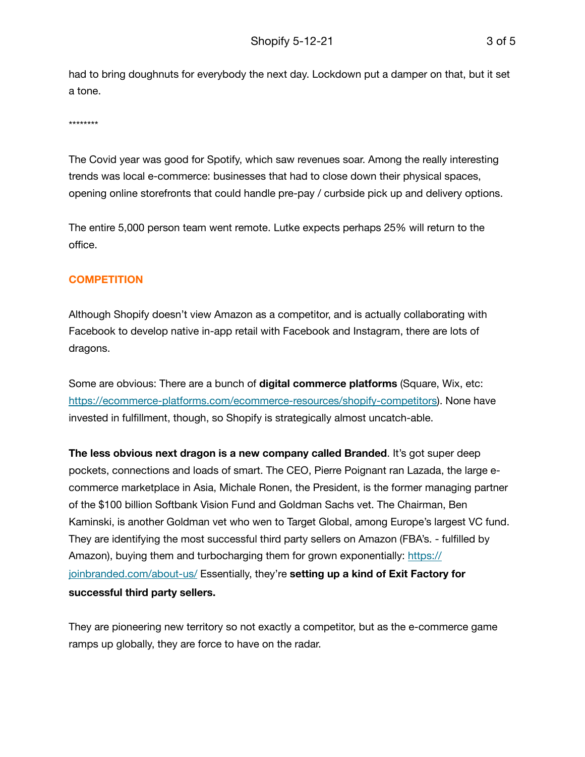had to bring doughnuts for everybody the next day. Lockdown put a damper on that, but it set a tone.

********

The Covid year was good for Spotify, which saw revenues soar. Among the really interesting trends was local e-commerce: businesses that had to close down their physical spaces, opening online storefronts that could handle pre-pay / curbside pick up and delivery options.

The entire 5,000 person team went remote. Lutke expects perhaps 25% will return to the office.

## COMPETITION

Although Shopify doesn't view Amazon as a competitor, and is actually collaborating with Facebook to develop native in-app retail with Facebook and Instagram, there are lots of dragons.

Some are obvious: There are a bunch of **digital commerce platforms** (Square, Wix, etc: [https://ecommerce-platforms.com/ecommerce-resources/shopify-competitors](https://ecommerce-platforms.com/ecommerce-resources/shopify-competitors)). None have invested in fulfillment, though, so Shopify is strategically almost uncatch-able.

**The less obvious next dragon is a new company called Branded**. It's got super deep pockets, connections and loads of smart. The CEO, Pierre Poignant ran Lazada, the large e-commerce marketplace in Asia, Michale Ronen, the President, is the former managing partner of the $100 billion Softbank Vision Fund and Goldman Sachs vet. The Chairman, Ben Kaminski, is another Goldman vet who wen to Target Global, among Europe's largest VC fund. They are identifying the most successful third party sellers on Amazon (FBA's. - fulfilled by Amazon), buying them and turbocharging them for grown exponentially: [https://joinbranded.com/about-us/](https://joinbranded.com/about-us/) Essentially, they're **setting up a kind of Exit Factory for successful third party sellers.**

They are pioneering new territory so not exactly a competitor, but as the e-commerce game ramps up globally, they are force to have on the radar.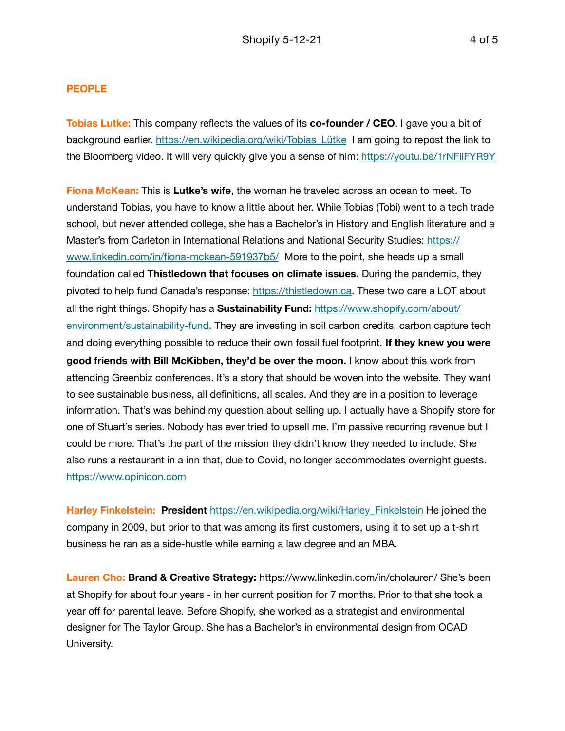## PEOPLE

**Tobias Lutke:** This company reflects the values of its **co-founder / CEO**. I gave you a bit of background earlier. https://en.wikipedia.org/wiki/Tobias_Lütke I am going to repost the link to the Bloomberg video. It will very quickly give you a sense of him: https://youtu.be/1rNFiiFYR9Y

**Fiona McKean:** This is **Lutke's wife**, the woman he traveled across an ocean to meet. To understand Tobias, you have to know a little about her. While Tobias (Tobi) went to a tech trade school, but never attended college, she has a Bachelor's in History and English literature and a Master's from Carleton in International Relations and National Security Studies: https://www.linkedin.com/in/fiona-mckean-591937b5/ More to the point, she heads up a small foundation called **Thistledown that focuses on climate issues.** During the pandemic, they pivoted to help fund Canada's response: https://thistledown.ca. These two care a LOT about all the right things. Shopify has a **Sustainability Fund:** https://www.shopify.com/about/environment/sustainability-fund. They are investing in soil carbon credits, carbon capture tech and doing everything possible to reduce their own fossil fuel footprint. **If they knew you were good friends with Bill McKibben, they'd be over the moon.** I know about this work from attending Greenbiz conferences. It's a story that should be woven into the website. They want to see sustainable business, all definitions, all scales. And they are in a position to leverage information. That's was behind my question about selling up. I actually have a Shopify store for one of Stuart's series. Nobody has ever tried to upsell me. I'm passive recurring revenue but I could be more. That's the part of the mission they didn't know they needed to include. She also runs a restaurant in a inn that, due to Covid, no longer accommodates overnight guests. https://www.opinicon.com

**Harley Finkelstein:** **President** https://en.wikipedia.org/wiki/Harley_Finkelstein He joined the company in 2009, but prior to that was among its first customers, using it to set up a t-shirt business he ran as a side-hustle while earning a law degree and an MBA.

**Lauren Cho:** **Brand & Creative Strategy:** https://www.linkedin.com/in/cholauren/ She's been at Shopify for about four years - in her current position for 7 months. Prior to that she took a year off for parental leave. Before Shopify, she worked as a strategist and environmental designer for The Taylor Group. She has a Bachelor's in environmental design from OCAD University.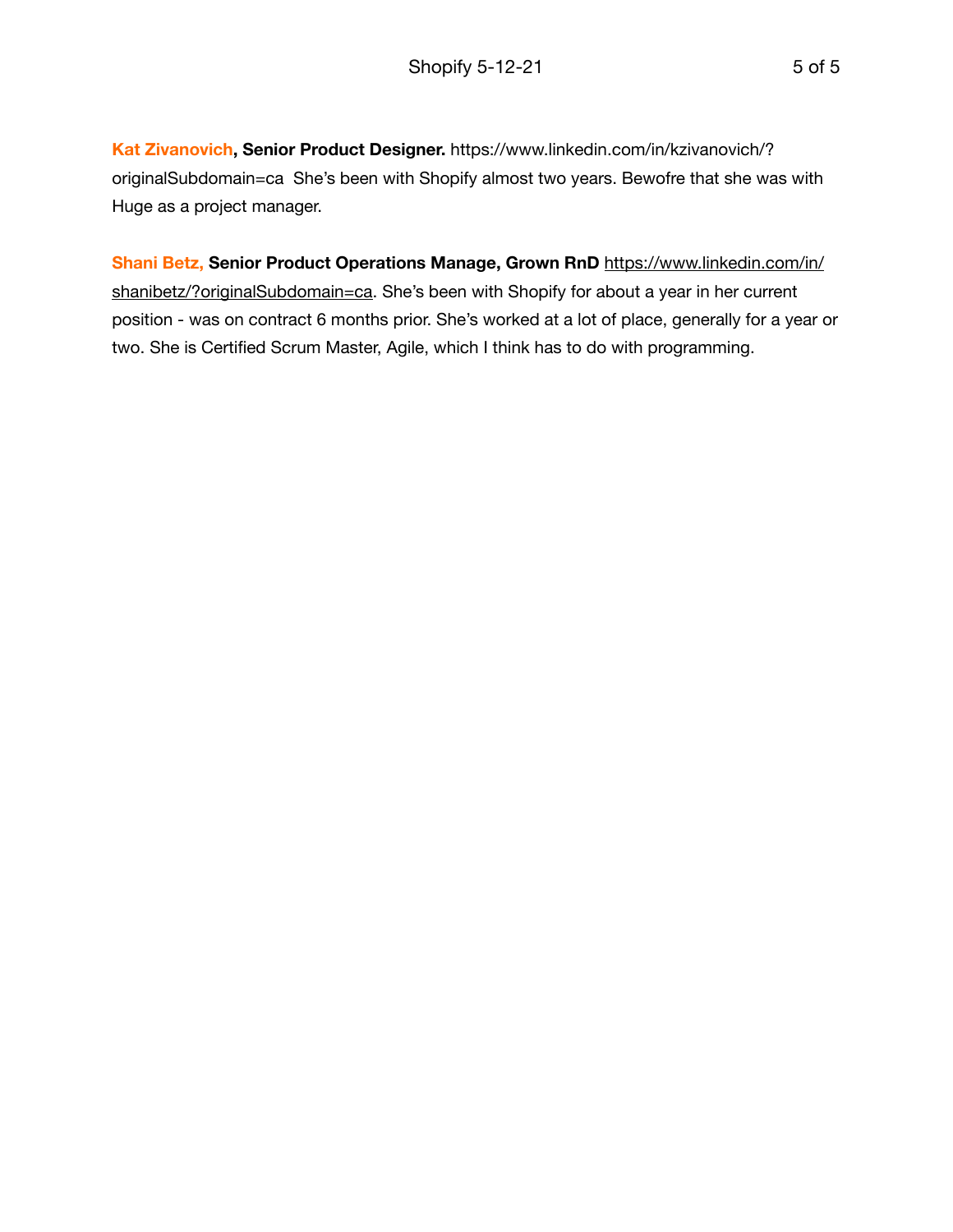**Kat Zivanovich, Senior Product Designer.** https://www.linkedin.com/in/kzivanovich/?originalSubdomain=ca She's been with Shopify almost two years. Bewofre that she was with Huge as a project manager.

**Shani Betz, Senior Product Operations Manage, Grown RnD** https://www.linkedin.com/in/shanibetz/?originalSubdomain=ca. She's been with Shopify for about a year in her current position - was on contract 6 months prior. She's worked at a lot of place, generally for a year or two. She is Certified Scrum Master, Agile, which I think has to do with programming.